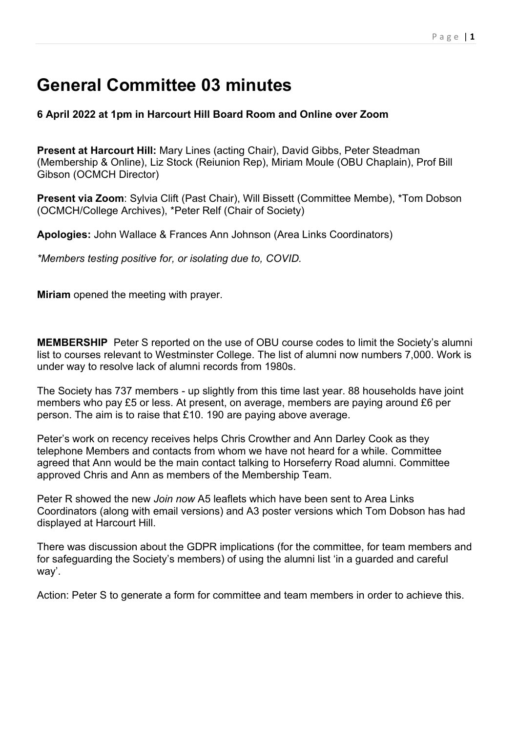# General Committee 03 minutes

**6 April 2022 at 1pm in Harcourt Hill Board Room and Online over Zoom**

**Present at Harcourt Hill:** Mary Lines (acting Chair), David Gibbs, Peter Steadman (Membership & Online), Liz Stock (Reunion Rep), Miriam Moule (OBU Chaplain), Prof Bill Gibson (OCMCH Director)

**Present via Zoom**: Sylvia Clift (Past Chair), Will Bissett (Committee Membe), *Tom Dobson (OCMCH/College Archives), *Peter Relf (Chair of Society)

**Apologies:** John Wallace & Frances Ann Johnson (Area Links Coordinators)

*\*Members testing positive for, or isolating due to, COVID.*

**Miriam** opened the meeting with prayer.

**MEMBERSHIP** Peter S reported on the use of OBU course codes to limit the Society's alumni list to courses relevant to Westminster College. The list of alumni now numbers 7,000. Work is under way to resolve lack of alumni records from 1980s.

The Society has 737 members - up slightly from this time last year. 88 households have joint members who pay £5 or less. At present, on average, members are paying around £6 per person. The aim is to raise that £10. 190 are paying above average.

Peter's work on recency receives helps Chris Crowther and Ann Darley Cook as they telephone Members and contacts from whom we have not heard for a while. Committee agreed that Ann would be the main contact talking to Horseferry Road alumni. Committee approved Chris and Ann as members of the Membership Team.

Peter R showed the new *Join now* A5 leaflets which have been sent to Area Links Coordinators (along with email versions) and A3 poster versions which Tom Dobson has had displayed at Harcourt Hill.

There was discussion about the GDPR implications (for the committee, for team members and for safeguarding the Society's members) of using the alumni list 'in a guarded and careful way'.

Action: Peter S to generate a form for committee and team members in order to achieve this.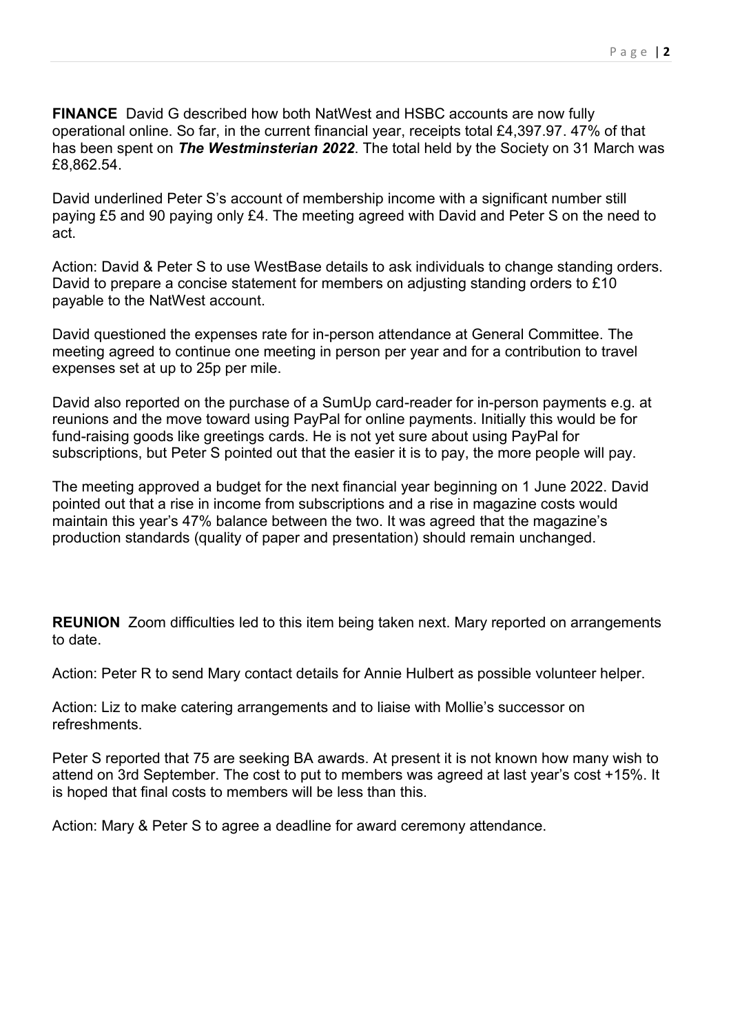**FINANCE** David G described how both NatWest and HSBC accounts are now fully operational online. So far, in the current financial year, receipts total £4,397.97. 47% of that has been spent on ***The Westminsterian 2022***. The total held by the Society on 31 March was £8,862.54.

David underlined Peter S's account of membership income with a significant number still paying £5 and 90 paying only £4. The meeting agreed with David and Peter S on the need to act.

Action: David & Peter S to use WestBase details to ask individuals to change standing orders. David to prepare a concise statement for members on adjusting standing orders to £10 payable to the NatWest account.

David questioned the expenses rate for in-person attendance at General Committee. The meeting agreed to continue one meeting in person per year and for a contribution to travel expenses set at up to 25p per mile.

David also reported on the purchase of a SumUp card-reader for in-person payments e.g. at reunions and the move toward using PayPal for online payments. Initially this would be for fund-raising goods like greetings cards. He is not yet sure about using PayPal for subscriptions, but Peter S pointed out that the easier it is to pay, the more people will pay.

The meeting approved a budget for the next financial year beginning on 1 June 2022. David pointed out that a rise in income from subscriptions and a rise in magazine costs would maintain this year's 47% balance between the two. It was agreed that the magazine's production standards (quality of paper and presentation) should remain unchanged.

**REUNION** Zoom difficulties led to this item being taken next. Mary reported on arrangements to date.

Action: Peter R to send Mary contact details for Annie Hulbert as possible volunteer helper.

Action: Liz to make catering arrangements and to liaise with Mollie's successor on refreshments.

Peter S reported that 75 are seeking BA awards. At present it is not known how many wish to attend on 3rd September. The cost to put to members was agreed at last year's cost +15%. It is hoped that final costs to members will be less than this.

Action: Mary & Peter S to agree a deadline for award ceremony attendance.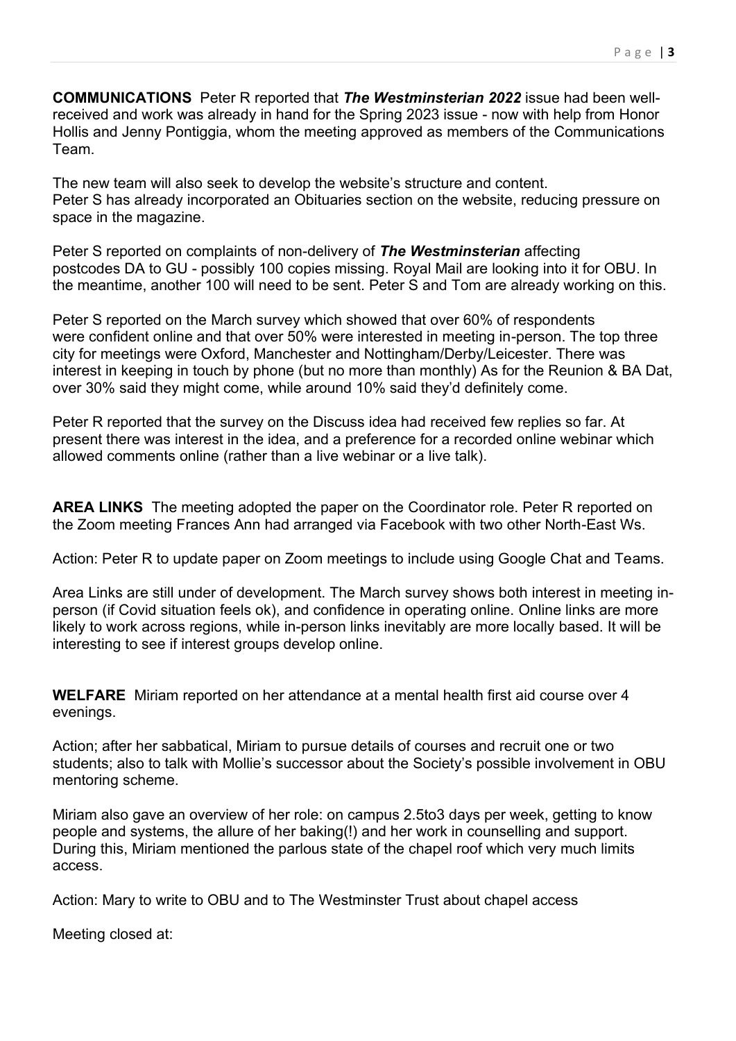**COMMUNICATIONS** Peter R reported that ***The Westminsterian 2022*** issue had been well-received and work was already in hand for the Spring 2023 issue - now with help from Honor Hollis and Jenny Pontiggia, whom the meeting approved as members of the Communications Team.

The new team will also seek to develop the website's structure and content.
Peter S has already incorporated an Obituaries section on the website, reducing pressure on space in the magazine.

Peter S reported on complaints of non-delivery of ***The Westminsterian*** affecting postcodes DA to GU - possibly 100 copies missing. Royal Mail are looking into it for OBU. In the meantime, another 100 will need to be sent. Peter S and Tom are already working on this.

Peter S reported on the March survey which showed that over 60% of respondents were confident online and that over 50% were interested in meeting in-person. The top three city for meetings were Oxford, Manchester and Nottingham/Derby/Leicester. There was interest in keeping in touch by phone (but no more than monthly) As for the Reunion & BA Dat, over 30% said they might come, while around 10% said they'd definitely come.

Peter R reported that the survey on the Discuss idea had received few replies so far. At present there was interest in the idea, and a preference for a recorded online webinar which allowed comments online (rather than a live webinar or a live talk).

**AREA LINKS** The meeting adopted the paper on the Coordinator role. Peter R reported on the Zoom meeting Frances Ann had arranged via Facebook with two other North-East Ws.

Action: Peter R to update paper on Zoom meetings to include using Google Chat and Teams.

Area Links are still under of development. The March survey shows both interest in meeting in-person (if Covid situation feels ok), and confidence in operating online. Online links are more likely to work across regions, while in-person links inevitably are more locally based. It will be interesting to see if interest groups develop online.

**WELFARE** Miriam reported on her attendance at a mental health first aid course over 4 evenings.

Action; after her sabbatical, Miriam to pursue details of courses and recruit one or two students; also to talk with Mollie's successor about the Society's possible involvement in OBU mentoring scheme.

Miriam also gave an overview of her role: on campus 2.5to3 days per week, getting to know people and systems, the allure of her baking(!) and her work in counselling and support. During this, Miriam mentioned the parlous state of the chapel roof which very much limits access.

Action: Mary to write to OBU and to The Westminster Trust about chapel access

Meeting closed at: